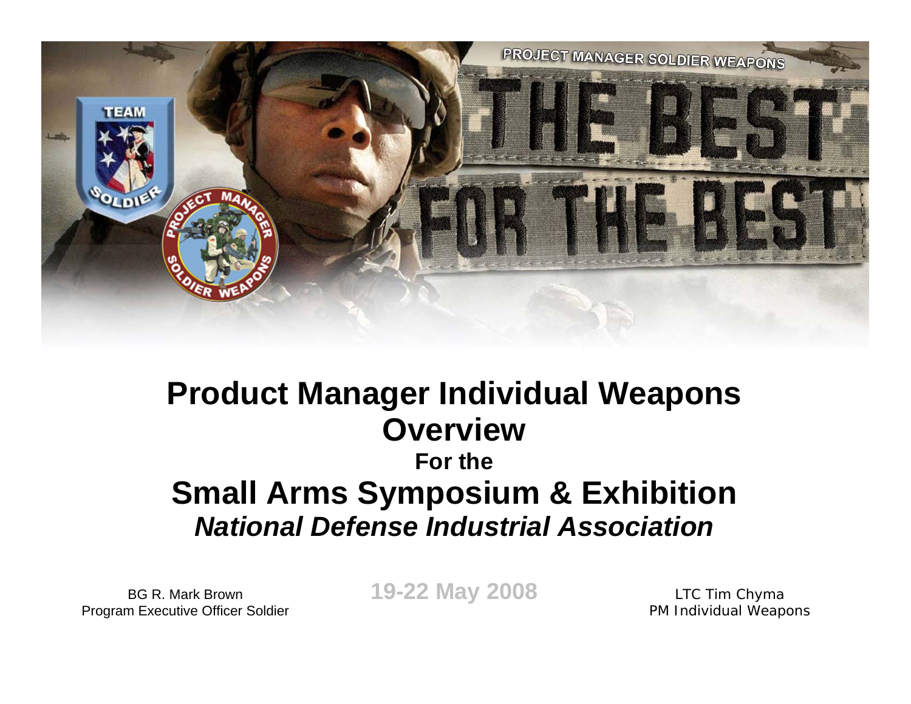# Product Manager Individual Weapons Overview

### For the

## Small Arms Symposium & Exhibition

***National Defense Industrial Association***

**19-22 May 2008**

BG R. Mark Brown
Program Executive Officer Soldier

LTC Tim Chyma
PM Individual Weapons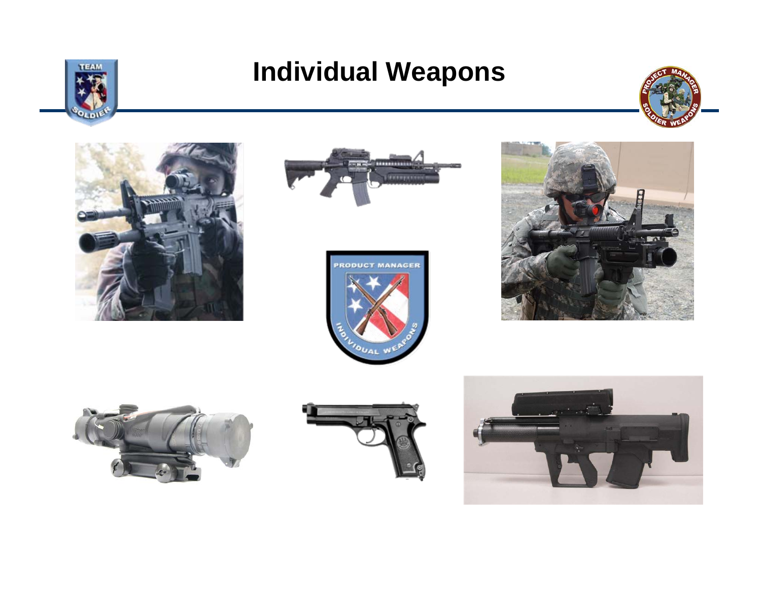# Individual Weapons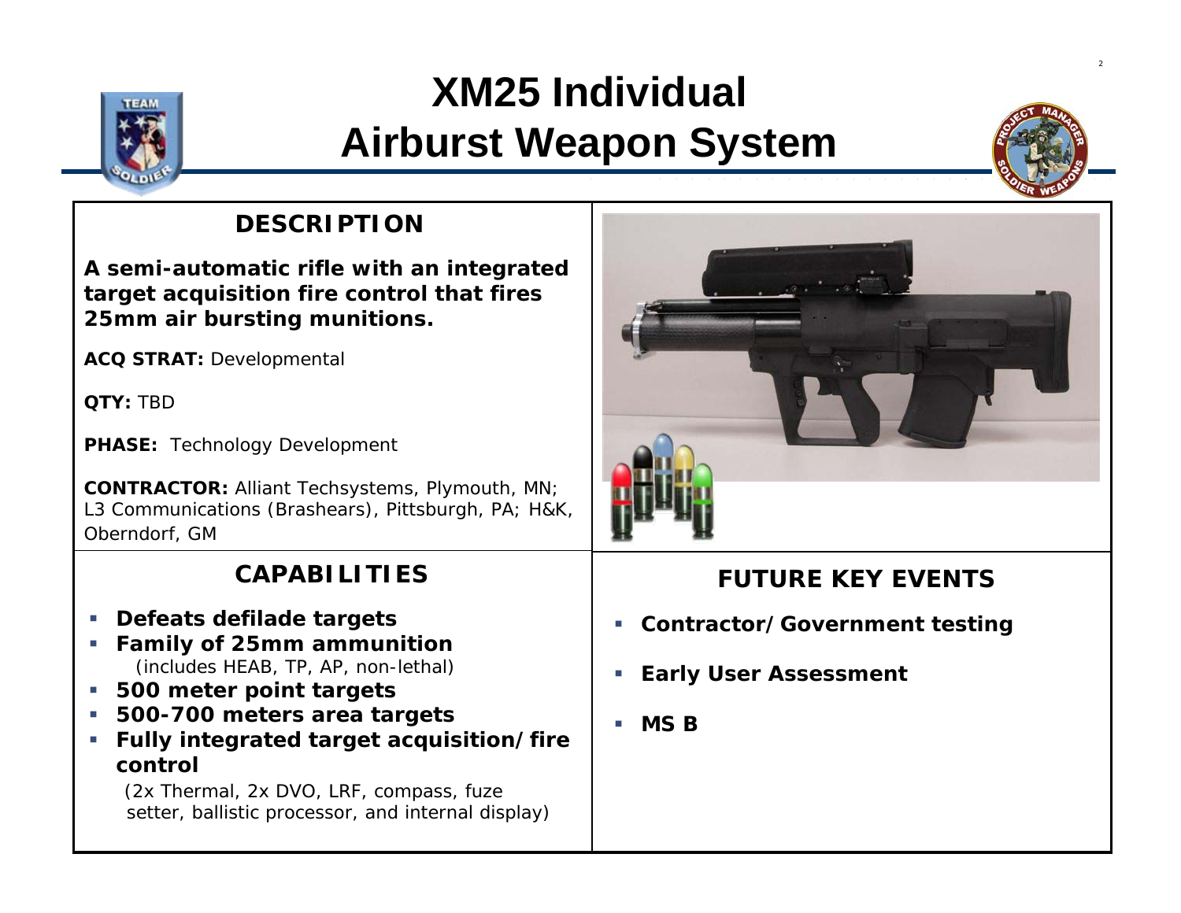# XM25 Individual Airburst Weapon System

## DESCRIPTION

**A semi-automatic rifle with an integrated target acquisition fire control that fires 25mm air bursting munitions.**

**ACQ STRAT:** Developmental

**QTY:** TBD

**PHASE:** Technology Development

**CONTRACTOR:** Alliant Techsystems, Plymouth, MN; L3 Communications (Brashears), Pittsburgh, PA; H&K, Oberndorf, GM

## CAPABILITIES

- **Defeats defilade targets**
- **Family of 25mm ammunition**
  (includes HEAB, TP, AP, non-lethal)
- **500 meter point targets**
- **500-700 meters area targets**
- **Fully integrated target acquisition/fire control**
  (2x Thermal, 2x DVO, LRF, compass, fuze setter, ballistic processor, and internal display)

## FUTURE KEY EVENTS

- **Contractor/Government testing**
- **Early User Assessment**
- **MS B**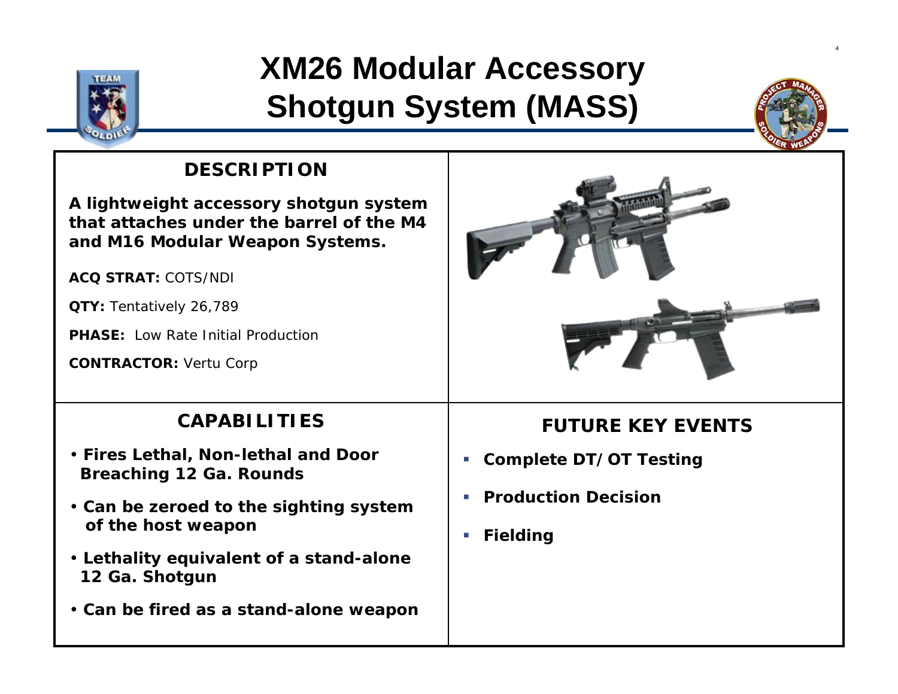# XM26 Modular Accessory Shotgun System (MASS)

## DESCRIPTION

**A lightweight accessory shotgun system that attaches under the barrel of the M4 and M16 Modular Weapon Systems.**

**ACQ STRAT:** COTS/NDI

**QTY:** Tentatively 26,789

**PHASE:** Low Rate Initial Production

**CONTRACTOR:** Vertu Corp

## CAPABILITIES

- **Fires Lethal, Non-lethal and Door Breaching 12 Ga. Rounds**
- **Can be zeroed to the sighting system of the host weapon**
- **Lethality equivalent of a stand-alone 12 Ga. Shotgun**
- **Can be fired as a stand-alone weapon**

## FUTURE KEY EVENTS

- **Complete DT/OT Testing**
- **Production Decision**
- **Fielding**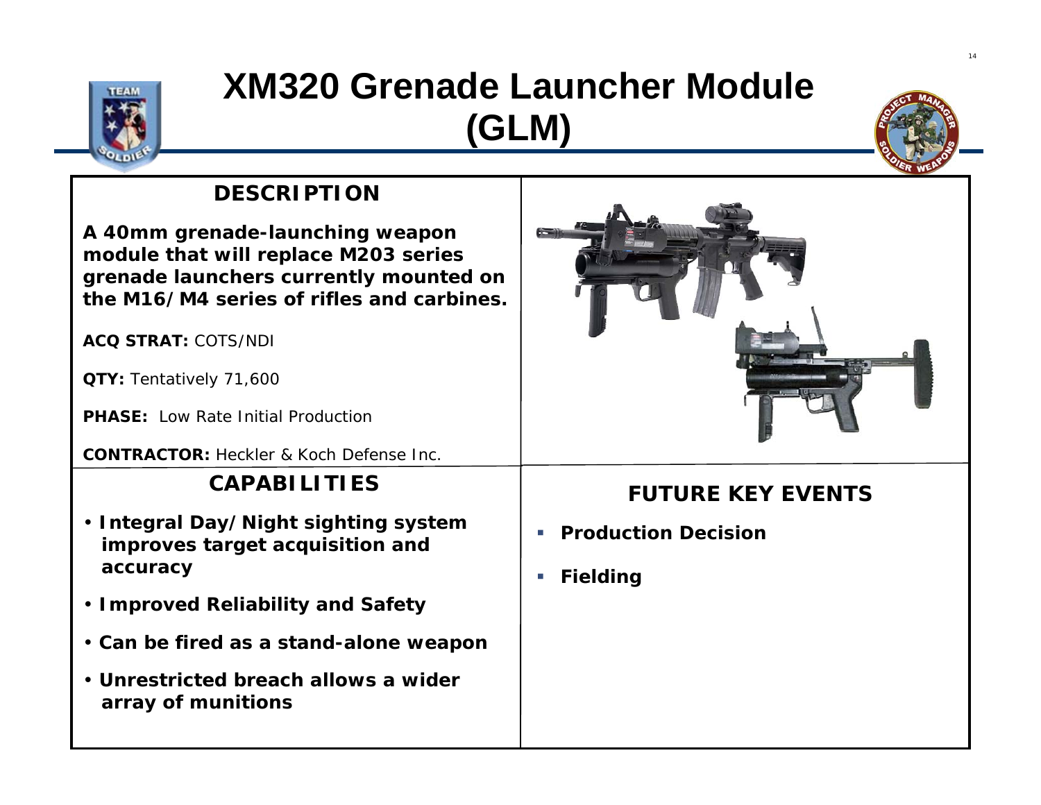# XM320 Grenade Launcher Module (GLM)

## DESCRIPTION

**A 40mm grenade-launching weapon module that will replace M203 series grenade launchers currently mounted on the M16/M4 series of rifles and carbines.**

**ACQ STRAT:** COTS/NDI

**QTY:** Tentatively 71,600

**PHASE:** Low Rate Initial Production

**CONTRACTOR:** Heckler & Koch Defense Inc.

## CAPABILITIES

- **Integral Day/Night sighting system improves target acquisition and accuracy**
- **Improved Reliability and Safety**
- **Can be fired as a stand-alone weapon**
- **Unrestricted breach allows a wider array of munitions**

## FUTURE KEY EVENTS

- **Production Decision**
- **Fielding**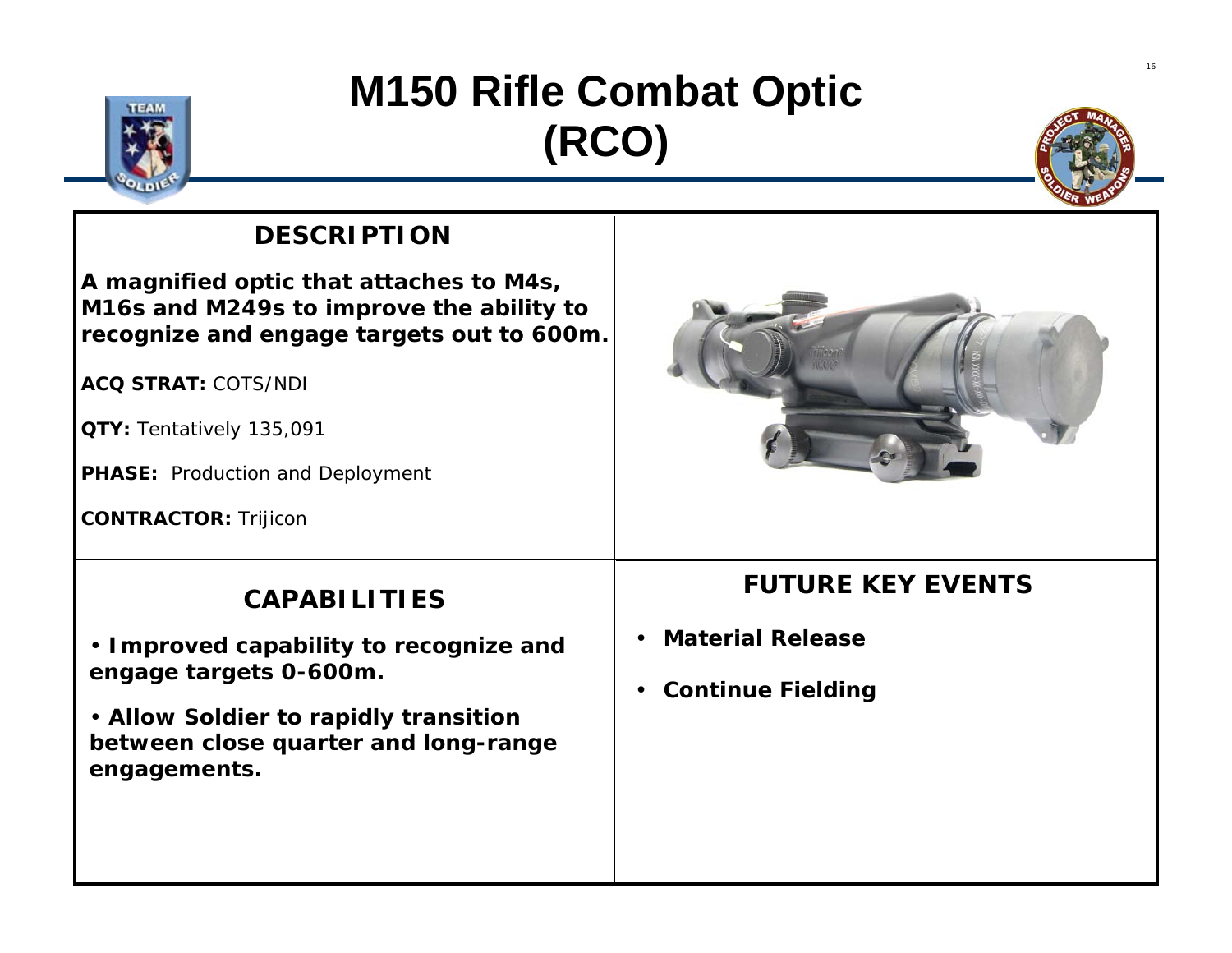# M150 Rifle Combat Optic (RCO)

## DESCRIPTION

**A magnified optic that attaches to M4s, M16s and M249s to improve the ability to recognize and engage targets out to 600m.**

**ACQ STRAT:** COTS/NDI

**QTY:** Tentatively 135,091

**PHASE:** Production and Deployment

**CONTRACTOR:** Trijicon

## CAPABILITIES

- **Improved capability to recognize and engage targets 0-600m.**
- **Allow Soldier to rapidly transition between close quarter and long-range engagements.**

## FUTURE KEY EVENTS

- **Material Release**
- **Continue Fielding**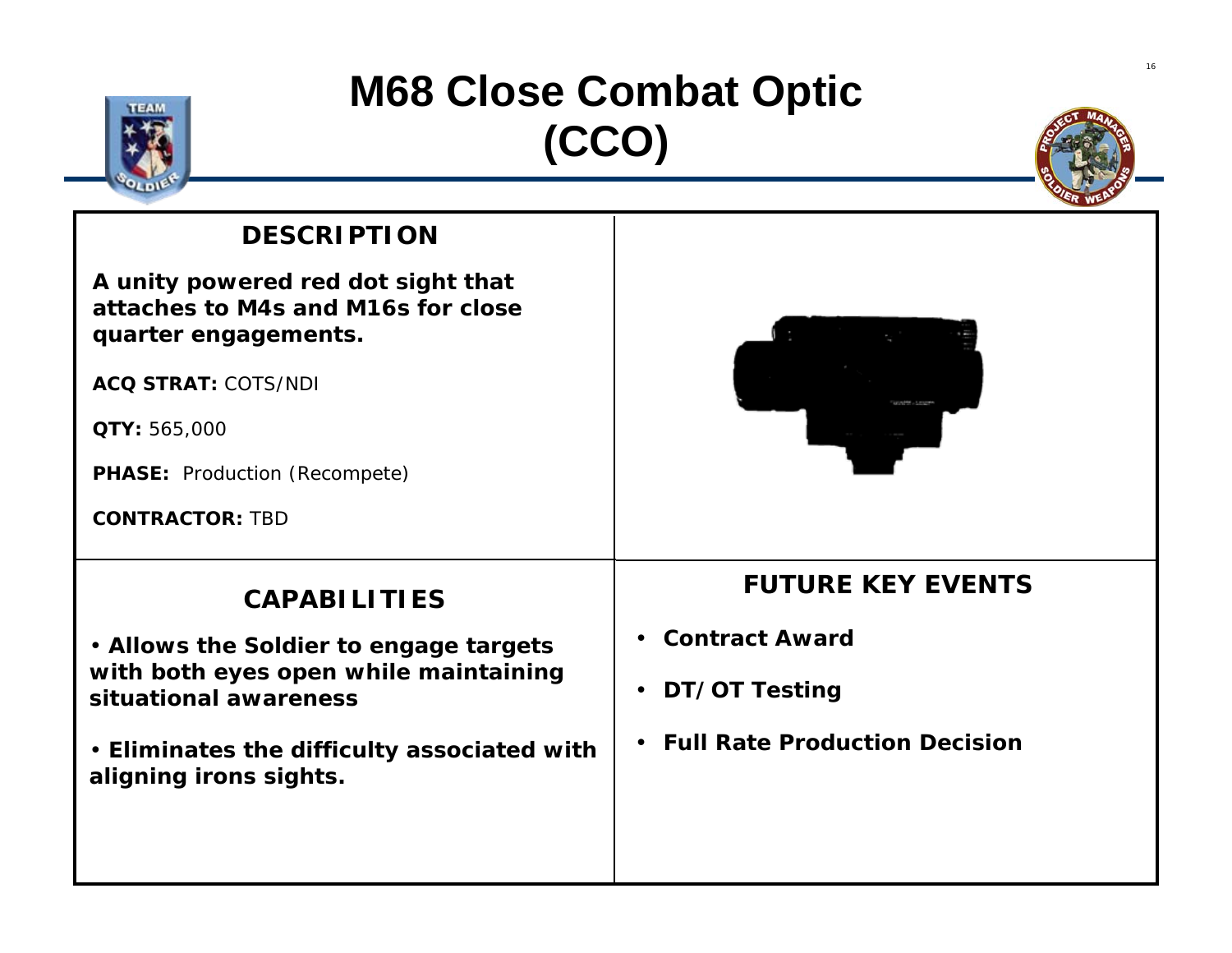# M68 Close Combat Optic (CCO)

## DESCRIPTION

**A unity powered red dot sight that attaches to M4s and M16s for close quarter engagements.**

**ACQ STRAT:** COTS/NDI

**QTY:** 565,000

**PHASE:** Production (Recompete)

**CONTRACTOR:** TBD

## CAPABILITIES

- **Allows the Soldier to engage targets with both eyes open while maintaining situational awareness**
- **Eliminates the difficulty associated with aligning irons sights.**

## FUTURE KEY EVENTS

- **Contract Award**
- **DT/OT Testing**
- **Full Rate Production Decision**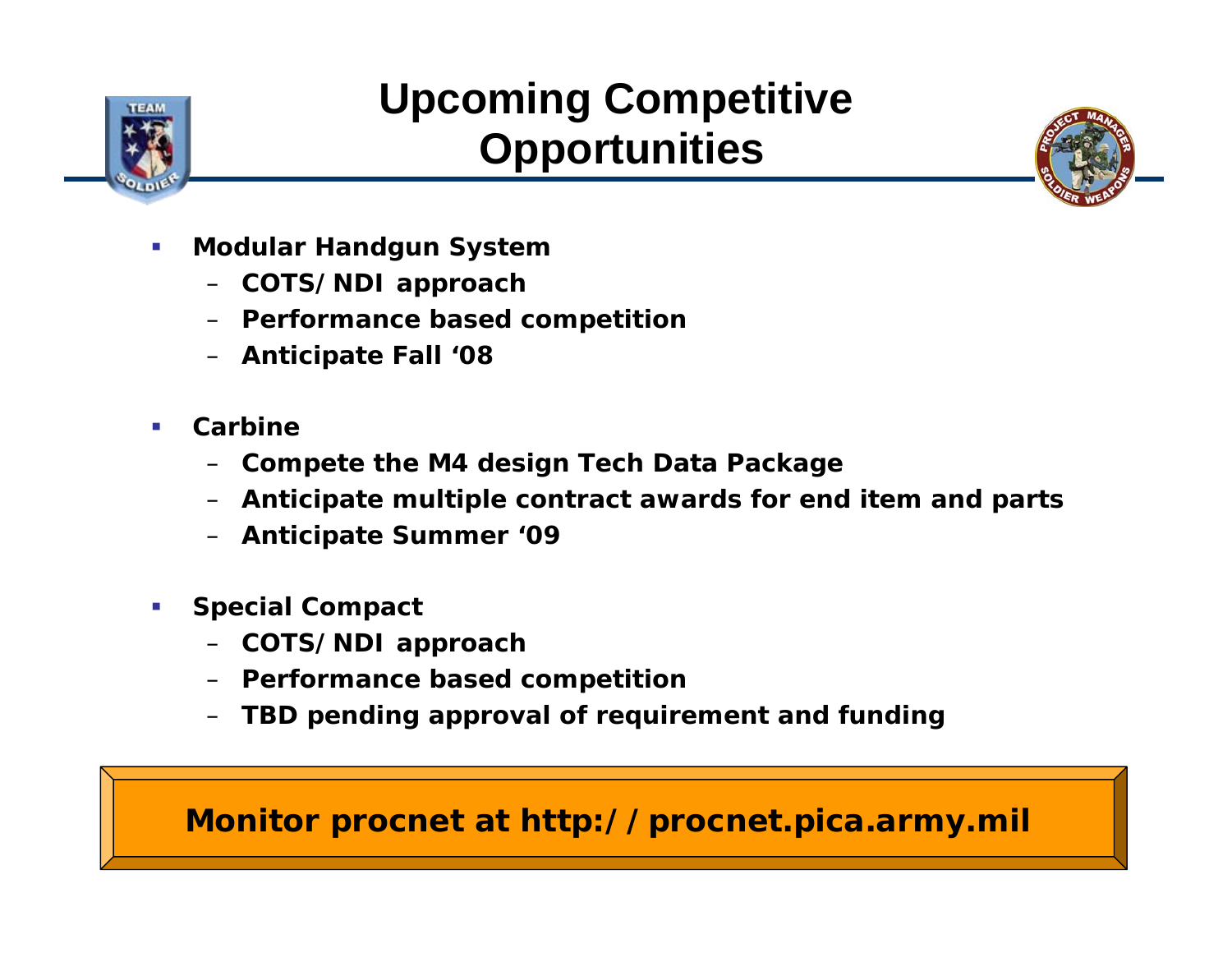# Upcoming Competitive Opportunities

- **Modular Handgun System**
  - **COTS/NDI approach**
  - **Performance based competition**
  - **Anticipate Fall '08**

- **Carbine**
  - **Compete the M4 design Tech Data Package**
  - **Anticipate multiple contract awards for end item and parts**
  - **Anticipate Summer '09**

- **Special Compact**
  - **COTS/NDI approach**
  - **Performance based competition**
  - **TBD pending approval of requirement and funding**

**Monitor procnet at http://procnet.pica.army.mil**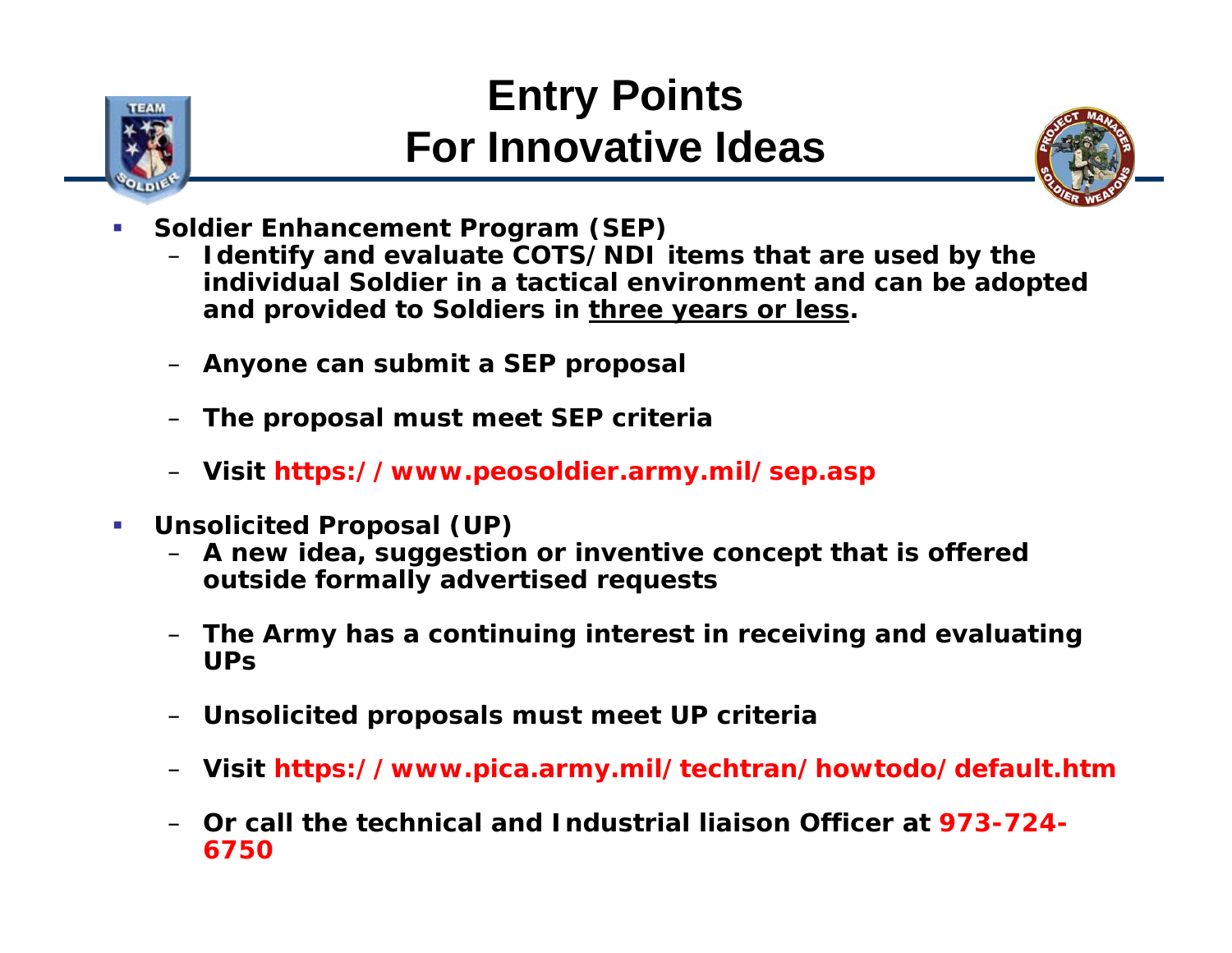# Entry Points For Innovative Ideas

- **Soldier Enhancement Program (SEP)**
  - **Identify and evaluate COTS/NDI items that are used by the individual Soldier in a tactical environment and can be adopted and provided to Soldiers in <u>three years or less</u>.**
  - **Anyone can submit a SEP proposal**
  - **The proposal must meet SEP criteria**
  - **Visit https://www.peosoldier.army.mil/sep.asp**
- **Unsolicited Proposal (UP)**
  - **A new idea, suggestion or inventive concept that is offered outside formally advertised requests**
  - **The Army has a continuing interest in receiving and evaluating UPs**
  - **Unsolicited proposals must meet UP criteria**
  - **Visit https://www.pica.army.mil/techtran/howtodo/default.htm**
  - **Or call the technical and Industrial liaison Officer at 973-724-6750**